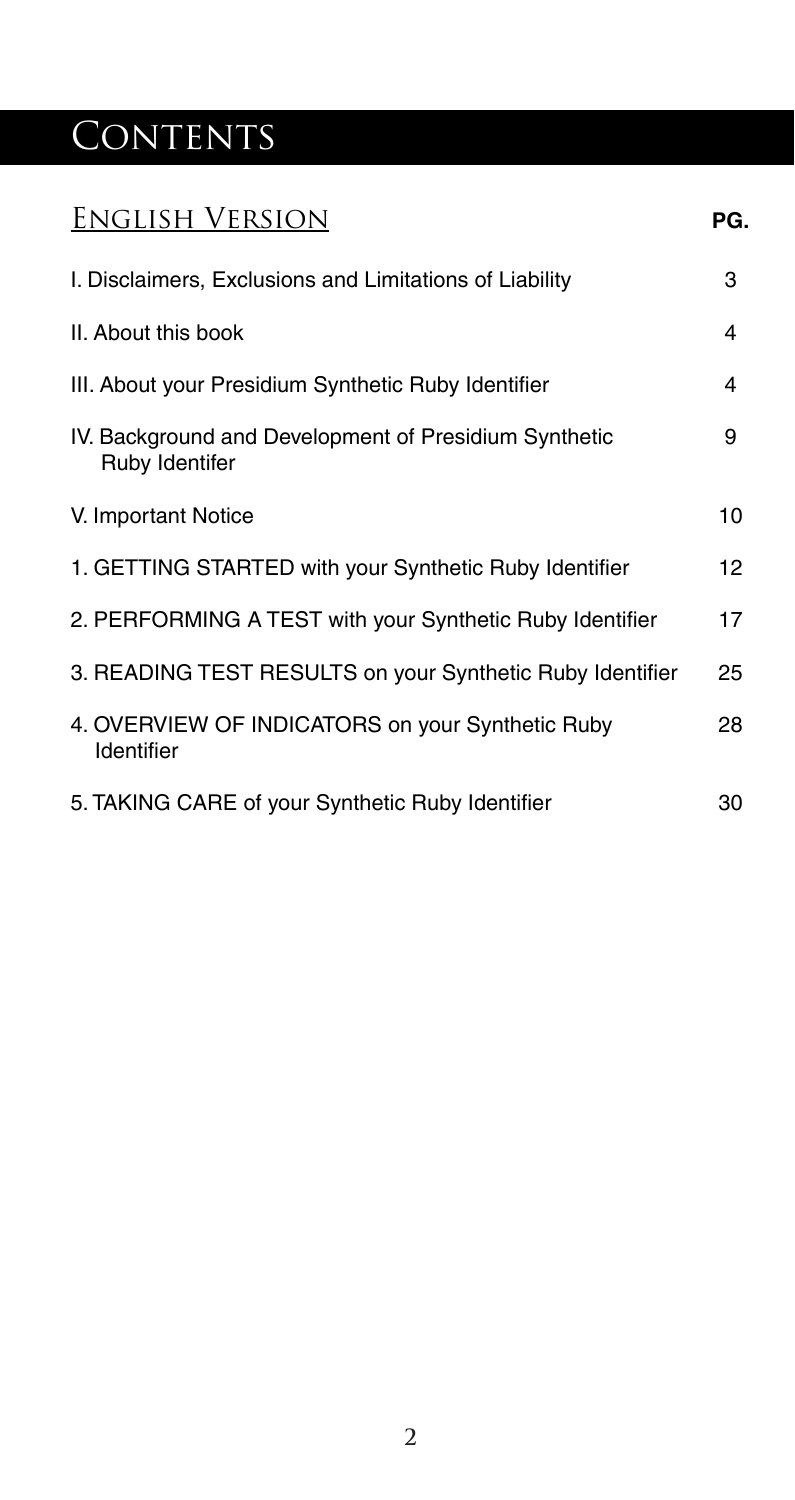# Contents

## English Version

| | PG. |
|---|---|
| I. Disclaimers, Exclusions and Limitations of Liability | 3 |
| II. About this book | 4 |
| III. About your Presidium Synthetic Ruby Identifier | 4 |
| IV. Background and Development of Presidium Synthetic Ruby Identifer | 9 |
| V. Important Notice | 10 |
| 1. GETTING STARTED with your Synthetic Ruby Identifier | 12 |
| 2. PERFORMING A TEST with your Synthetic Ruby Identifier | 17 |
| 3. READING TEST RESULTS on your Synthetic Ruby Identifier | 25 |
| 4. OVERVIEW OF INDICATORS on your Synthetic Ruby Identifier | 28 |
| 5. TAKING CARE of your Synthetic Ruby Identifier | 30 |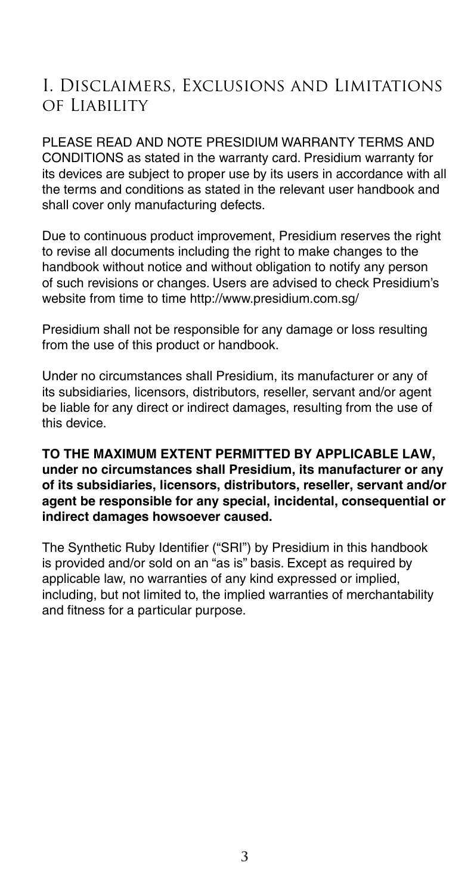## I. Disclaimers, Exclusions and Limitations of Liability

PLEASE READ AND NOTE PRESIDIUM WARRANTY TERMS AND CONDITIONS as stated in the warranty card. Presidium warranty for its devices are subject to proper use by its users in accordance with all the terms and conditions as stated in the relevant user handbook and shall cover only manufacturing defects.

Due to continuous product improvement, Presidium reserves the right to revise all documents including the right to make changes to the handbook without notice and without obligation to notify any person of such revisions or changes. Users are advised to check Presidium's website from time to time http://www.presidium.com.sg/

Presidium shall not be responsible for any damage or loss resulting from the use of this product or handbook.

Under no circumstances shall Presidium, its manufacturer or any of its subsidiaries, licensors, distributors, reseller, servant and/or agent be liable for any direct or indirect damages, resulting from the use of this device.

**TO THE MAXIMUM EXTENT PERMITTED BY APPLICABLE LAW, under no circumstances shall Presidium, its manufacturer or any of its subsidiaries, licensors, distributors, reseller, servant and/or agent be responsible for any special, incidental, consequential or indirect damages howsoever caused.**

The Synthetic Ruby Identifier ("SRI") by Presidium in this handbook is provided and/or sold on an "as is" basis. Except as required by applicable law, no warranties of any kind expressed or implied, including, but not limited to, the implied warranties of merchantability and fitness for a particular purpose.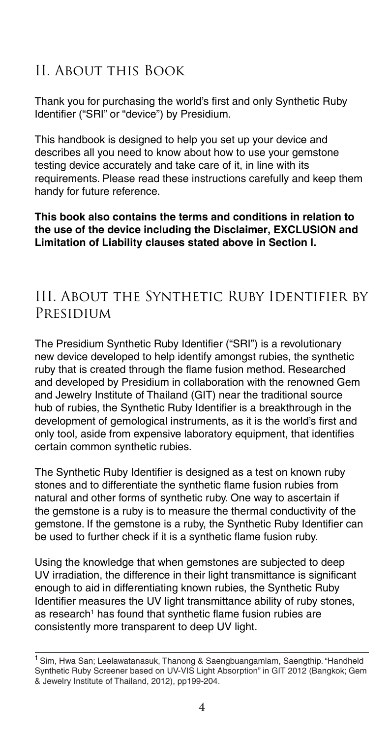## II. About this Book

Thank you for purchasing the world's first and only Synthetic Ruby Identifier ("SRI" or "device") by Presidium.

This handbook is designed to help you set up your device and describes all you need to know about how to use your gemstone testing device accurately and take care of it, in line with its requirements. Please read these instructions carefully and keep them handy for future reference.

**This book also contains the terms and conditions in relation to the use of the device including the Disclaimer, EXCLUSION and Limitation of Liability clauses stated above in Section I.**

## III. About the Synthetic Ruby Identifier by Presidium

The Presidium Synthetic Ruby Identifier ("SRI") is a revolutionary new device developed to help identify amongst rubies, the synthetic ruby that is created through the flame fusion method. Researched and developed by Presidium in collaboration with the renowned Gem and Jewelry Institute of Thailand (GIT) near the traditional source hub of rubies, the Synthetic Ruby Identifier is a breakthrough in the development of gemological instruments, as it is the world's first and only tool, aside from expensive laboratory equipment, that identifies certain common synthetic rubies.

The Synthetic Ruby Identifier is designed as a test on known ruby stones and to differentiate the synthetic flame fusion rubies from natural and other forms of synthetic ruby. One way to ascertain if the gemstone is a ruby is to measure the thermal conductivity of the gemstone. If the gemstone is a ruby, the Synthetic Ruby Identifier can be used to further check if it is a synthetic flame fusion ruby.

Using the knowledge that when gemstones are subjected to deep UV irradiation, the difference in their light transmittance is significant enough to aid in differentiating known rubies, the Synthetic Ruby Identifier measures the UV light transmittance ability of ruby stones, as research[1] has found that synthetic flame fusion rubies are consistently more transparent to deep UV light.

---

[1] Sim, Hwa San; Leelawatanasuk, Thanong & Saengbuangamlam, Saengthip. "Handheld Synthetic Ruby Screener based on UV-VIS Light Absorption" in GIT 2012 (Bangkok; Gem & Jewelry Institute of Thailand, 2012), pp199-204.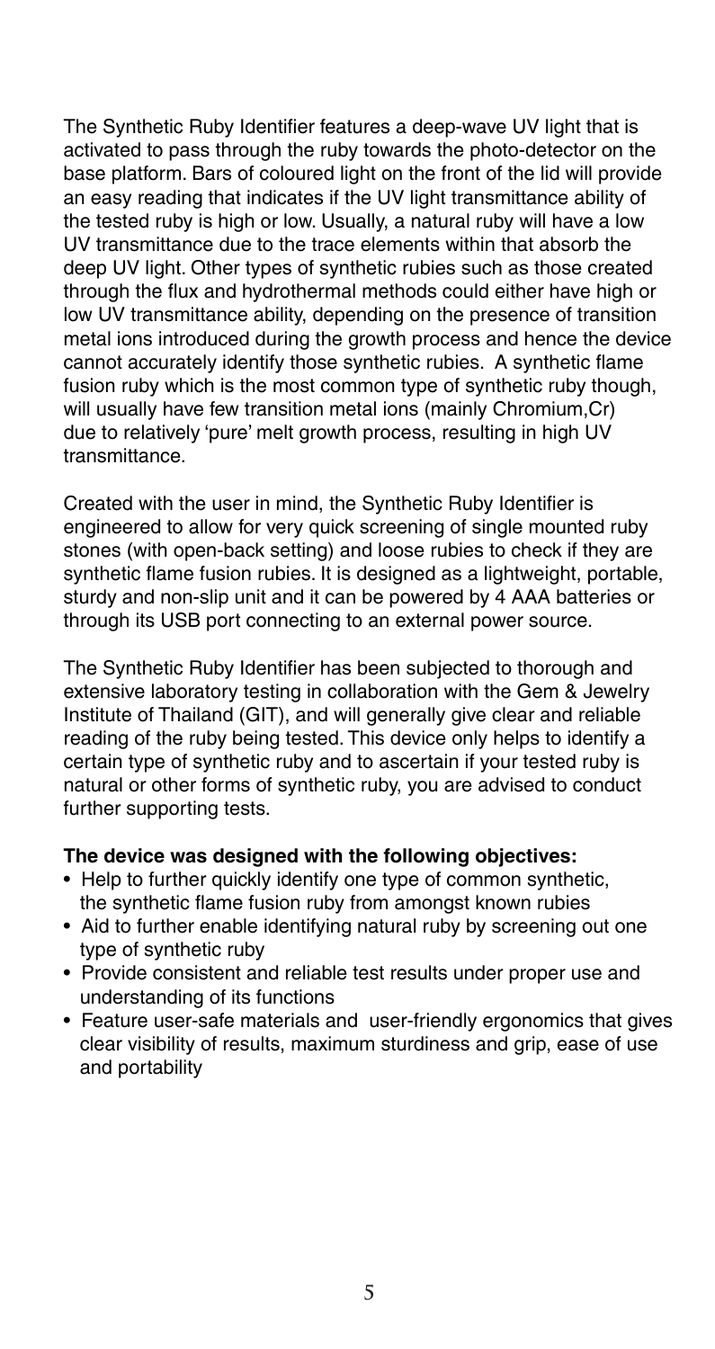The Synthetic Ruby Identifier features a deep-wave UV light that is activated to pass through the ruby towards the photo-detector on the base platform. Bars of coloured light on the front of the lid will provide an easy reading that indicates if the UV light transmittance ability of the tested ruby is high or low. Usually, a natural ruby will have a low UV transmittance due to the trace elements within that absorb the deep UV light. Other types of synthetic rubies such as those created through the flux and hydrothermal methods could either have high or low UV transmittance ability, depending on the presence of transition metal ions introduced during the growth process and hence the device cannot accurately identify those synthetic rubies. A synthetic flame fusion ruby which is the most common type of synthetic ruby though, will usually have few transition metal ions (mainly Chromium,Cr) due to relatively 'pure' melt growth process, resulting in high UV transmittance.

Created with the user in mind, the Synthetic Ruby Identifier is engineered to allow for very quick screening of single mounted ruby stones (with open-back setting) and loose rubies to check if they are synthetic flame fusion rubies. It is designed as a lightweight, portable, sturdy and non-slip unit and it can be powered by 4 AAA batteries or through its USB port connecting to an external power source.

The Synthetic Ruby Identifier has been subjected to thorough and extensive laboratory testing in collaboration with the Gem & Jewelry Institute of Thailand (GIT), and will generally give clear and reliable reading of the ruby being tested. This device only helps to identify a certain type of synthetic ruby and to ascertain if your tested ruby is natural or other forms of synthetic ruby, you are advised to conduct further supporting tests.

**The device was designed with the following objectives:**

- Help to further quickly identify one type of common synthetic, the synthetic flame fusion ruby from amongst known rubies
- Aid to further enable identifying natural ruby by screening out one type of synthetic ruby
- Provide consistent and reliable test results under proper use and understanding of its functions
- Feature user-safe materials and user-friendly ergonomics that gives clear visibility of results, maximum sturdiness and grip, ease of use and portability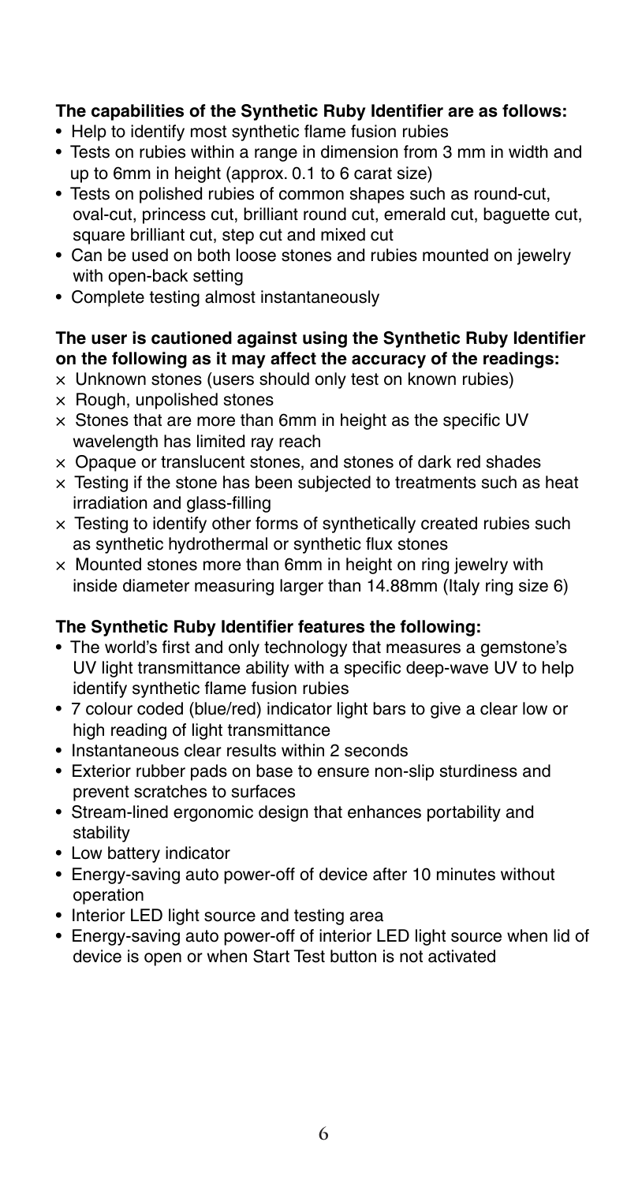**The capabilities of the Synthetic Ruby Identifier are as follows:**

- Help to identify most synthetic flame fusion rubies
- Tests on rubies within a range in dimension from 3 mm in width and up to 6mm in height (approx. 0.1 to 6 carat size)
- Tests on polished rubies of common shapes such as round-cut, oval-cut, princess cut, brilliant round cut, emerald cut, baguette cut, square brilliant cut, step cut and mixed cut
- Can be used on both loose stones and rubies mounted on jewelry with open-back setting
- Complete testing almost instantaneously

**The user is cautioned against using the Synthetic Ruby Identifier on the following as it may affect the accuracy of the readings:**

× Unknown stones (users should only test on known rubies)
× Rough, unpolished stones
× Stones that are more than 6mm in height as the specific UV wavelength has limited ray reach
× Opaque or translucent stones, and stones of dark red shades
× Testing if the stone has been subjected to treatments such as heat irradiation and glass-filling
× Testing to identify other forms of synthetically created rubies such as synthetic hydrothermal or synthetic flux stones
× Mounted stones more than 6mm in height on ring jewelry with inside diameter measuring larger than 14.88mm (Italy ring size 6)

**The Synthetic Ruby Identifier features the following:**

- The world's first and only technology that measures a gemstone's UV light transmittance ability with a specific deep-wave UV to help identify synthetic flame fusion rubies
- 7 colour coded (blue/red) indicator light bars to give a clear low or high reading of light transmittance
- Instantaneous clear results within 2 seconds
- Exterior rubber pads on base to ensure non-slip sturdiness and prevent scratches to surfaces
- Stream-lined ergonomic design that enhances portability and stability
- Low battery indicator
- Energy-saving auto power-off of device after 10 minutes without operation
- Interior LED light source and testing area
- Energy-saving auto power-off of interior LED light source when lid of device is open or when Start Test button is not activated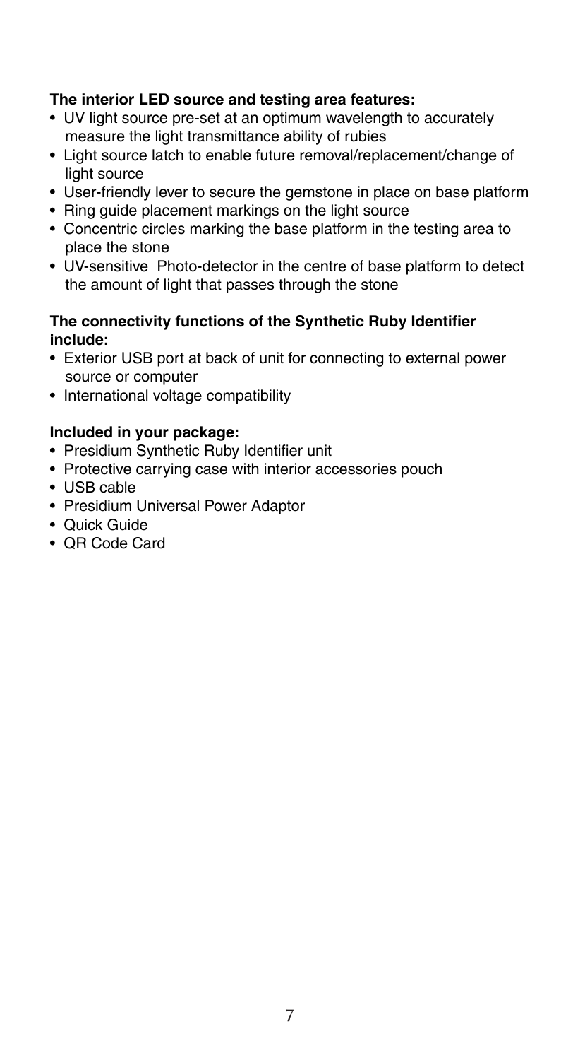**The interior LED source and testing area features:**

- UV light source pre-set at an optimum wavelength to accurately measure the light transmittance ability of rubies
- Light source latch to enable future removal/replacement/change of light source
- User-friendly lever to secure the gemstone in place on base platform
- Ring guide placement markings on the light source
- Concentric circles marking the base platform in the testing area to place the stone
- UV-sensitive Photo-detector in the centre of base platform to detect the amount of light that passes through the stone

**The connectivity functions of the Synthetic Ruby Identifier include:**

- Exterior USB port at back of unit for connecting to external power source or computer
- International voltage compatibility

**Included in your package:**

- Presidium Synthetic Ruby Identifier unit
- Protective carrying case with interior accessories pouch
- USB cable
- Presidium Universal Power Adaptor
- Quick Guide
- QR Code Card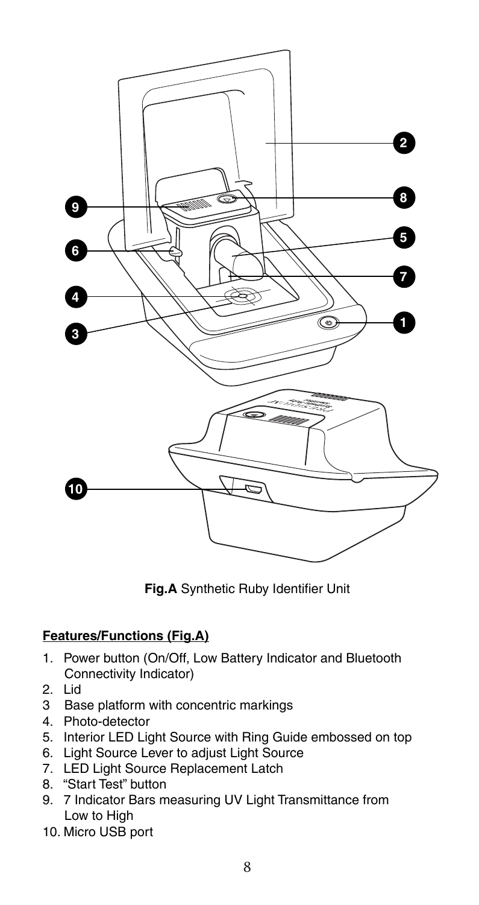**Fig.A** Synthetic Ruby Identifier Unit

**Features/Functions (Fig.A)**

1. Power button (On/Off, Low Battery Indicator and Bluetooth Connectivity Indicator)
2. Lid
3. Base platform with concentric markings
4. Photo-detector
5. Interior LED Light Source with Ring Guide embossed on top
6. Light Source Lever to adjust Light Source
7. LED Light Source Replacement Latch
8. "Start Test" button
9. 7 Indicator Bars measuring UV Light Transmittance from Low to High
10. Micro USB port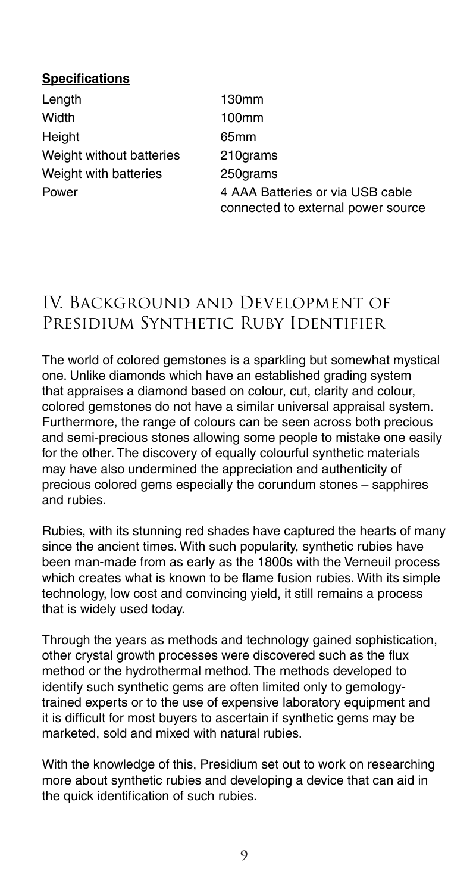**Specifications**

| | |
|---|---|
| Length | 130mm |
| Width | 100mm |
| Height | 65mm |
| Weight without batteries | 210grams |
| Weight with batteries | 250grams |
| Power | 4 AAA Batteries or via USB cable connected to external power source |

## IV. Background and Development of Presidium Synthetic Ruby Identifier

The world of colored gemstones is a sparkling but somewhat mystical one. Unlike diamonds which have an established grading system that appraises a diamond based on colour, cut, clarity and colour, colored gemstones do not have a similar universal appraisal system. Furthermore, the range of colours can be seen across both precious and semi-precious stones allowing some people to mistake one easily for the other. The discovery of equally colourful synthetic materials may have also undermined the appreciation and authenticity of precious colored gems especially the corundum stones – sapphires and rubies.

Rubies, with its stunning red shades have captured the hearts of many since the ancient times. With such popularity, synthetic rubies have been man-made from as early as the 1800s with the Verneuil process which creates what is known to be flame fusion rubies. With its simple technology, low cost and convincing yield, it still remains a process that is widely used today.

Through the years as methods and technology gained sophistication, other crystal growth processes were discovered such as the flux method or the hydrothermal method. The methods developed to identify such synthetic gems are often limited only to gemology-trained experts or to the use of expensive laboratory equipment and it is difficult for most buyers to ascertain if synthetic gems may be marketed, sold and mixed with natural rubies.

With the knowledge of this, Presidium set out to work on researching more about synthetic rubies and developing a device that can aid in the quick identification of such rubies.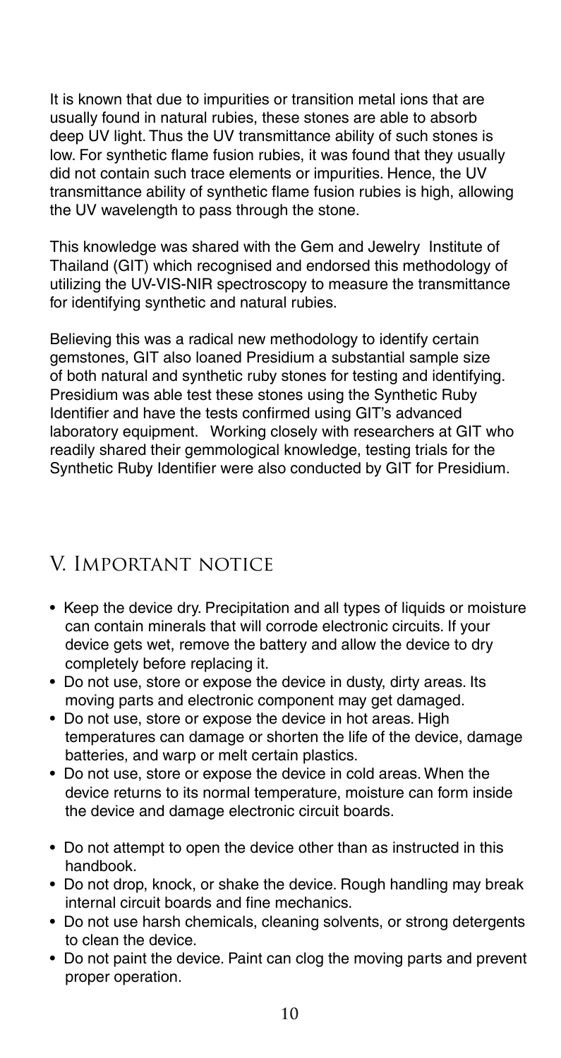It is known that due to impurities or transition metal ions that are usually found in natural rubies, these stones are able to absorb deep UV light. Thus the UV transmittance ability of such stones is low. For synthetic flame fusion rubies, it was found that they usually did not contain such trace elements or impurities. Hence, the UV transmittance ability of synthetic flame fusion rubies is high, allowing the UV wavelength to pass through the stone.

This knowledge was shared with the Gem and Jewelry Institute of Thailand (GIT) which recognised and endorsed this methodology of utilizing the UV-VIS-NIR spectroscopy to measure the transmittance for identifying synthetic and natural rubies.

Believing this was a radical new methodology to identify certain gemstones, GIT also loaned Presidium a substantial sample size of both natural and synthetic ruby stones for testing and identifying. Presidium was able test these stones using the Synthetic Ruby Identifier and have the tests confirmed using GIT's advanced laboratory equipment. Working closely with researchers at GIT who readily shared their gemmological knowledge, testing trials for the Synthetic Ruby Identifier were also conducted by GIT for Presidium.

## V. Important notice

- Keep the device dry. Precipitation and all types of liquids or moisture can contain minerals that will corrode electronic circuits. If your device gets wet, remove the battery and allow the device to dry completely before replacing it.
- Do not use, store or expose the device in dusty, dirty areas. Its moving parts and electronic component may get damaged.
- Do not use, store or expose the device in hot areas. High temperatures can damage or shorten the life of the device, damage batteries, and warp or melt certain plastics.
- Do not use, store or expose the device in cold areas. When the device returns to its normal temperature, moisture can form inside the device and damage electronic circuit boards.
- Do not attempt to open the device other than as instructed in this handbook.
- Do not drop, knock, or shake the device. Rough handling may break internal circuit boards and fine mechanics.
- Do not use harsh chemicals, cleaning solvents, or strong detergents to clean the device.
- Do not paint the device. Paint can clog the moving parts and prevent proper operation.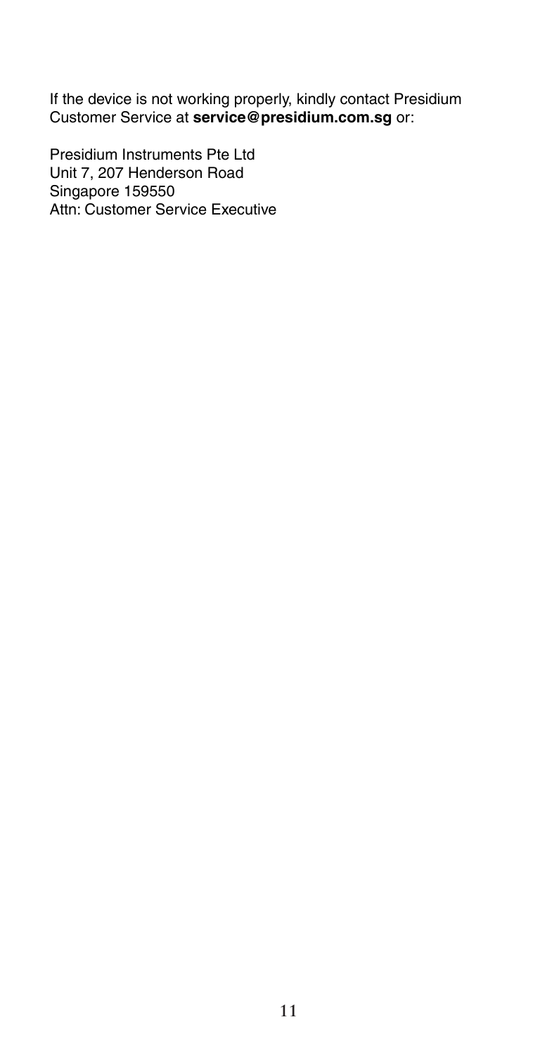If the device is not working properly, kindly contact Presidium Customer Service at **service@presidium.com.sg** or:

Presidium Instruments Pte Ltd
Unit 7, 207 Henderson Road
Singapore 159550
Attn: Customer Service Executive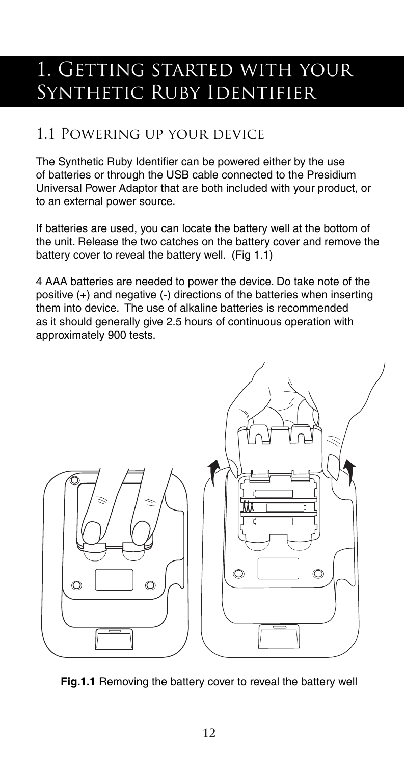# 1. Getting started with your Synthetic Ruby Identifier

## 1.1 Powering up your device

The Synthetic Ruby Identifier can be powered either by the use of batteries or through the USB cable connected to the Presidium Universal Power Adaptor that are both included with your product, or to an external power source.

If batteries are used, you can locate the battery well at the bottom of the unit. Release the two catches on the battery cover and remove the battery cover to reveal the battery well. (Fig 1.1)

4 AAA batteries are needed to power the device. Do take note of the positive (+) and negative (-) directions of the batteries when inserting them into device. The use of alkaline batteries is recommended as it should generally give 2.5 hours of continuous operation with approximately 900 tests.

**Fig.1.1** Removing the battery cover to reveal the battery well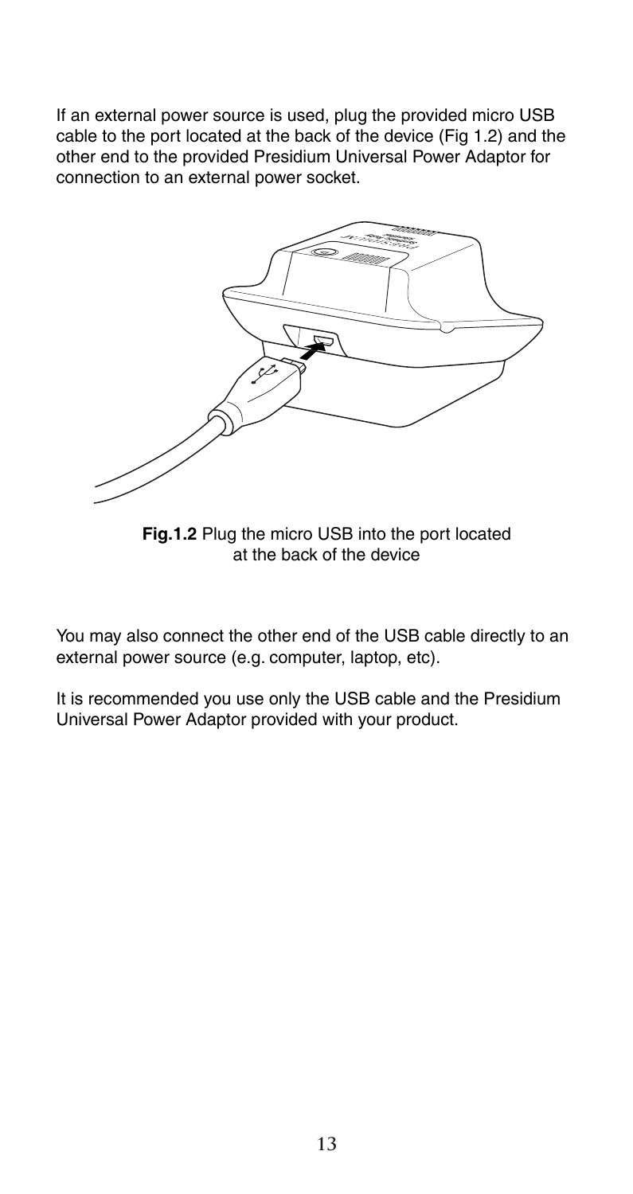If an external power source is used, plug the provided micro USB cable to the port located at the back of the device (Fig 1.2) and the other end to the provided Presidium Universal Power Adaptor for connection to an external power socket.

**Fig.1.2** Plug the micro USB into the port located at the back of the device

You may also connect the other end of the USB cable directly to an external power source (e.g. computer, laptop, etc).

It is recommended you use only the USB cable and the Presidium Universal Power Adaptor provided with your product.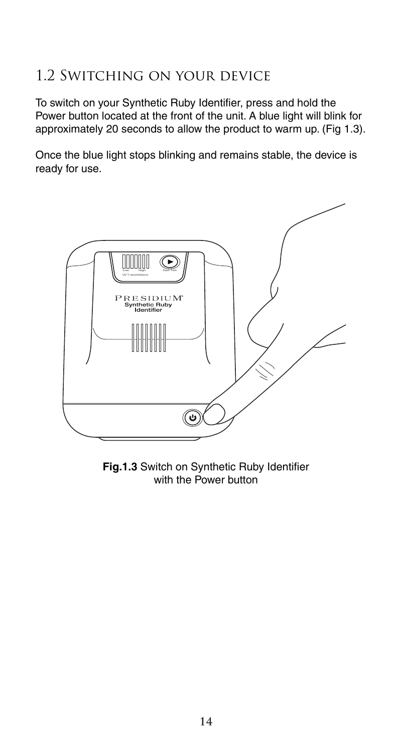## 1.2 Switching on your device

To switch on your Synthetic Ruby Identifier, press and hold the Power button located at the front of the unit. A blue light will blink for approximately 20 seconds to allow the product to warm up. (Fig 1.3).

Once the blue light stops blinking and remains stable, the device is ready for use.

**Fig.1.3** Switch on Synthetic Ruby Identifier with the Power button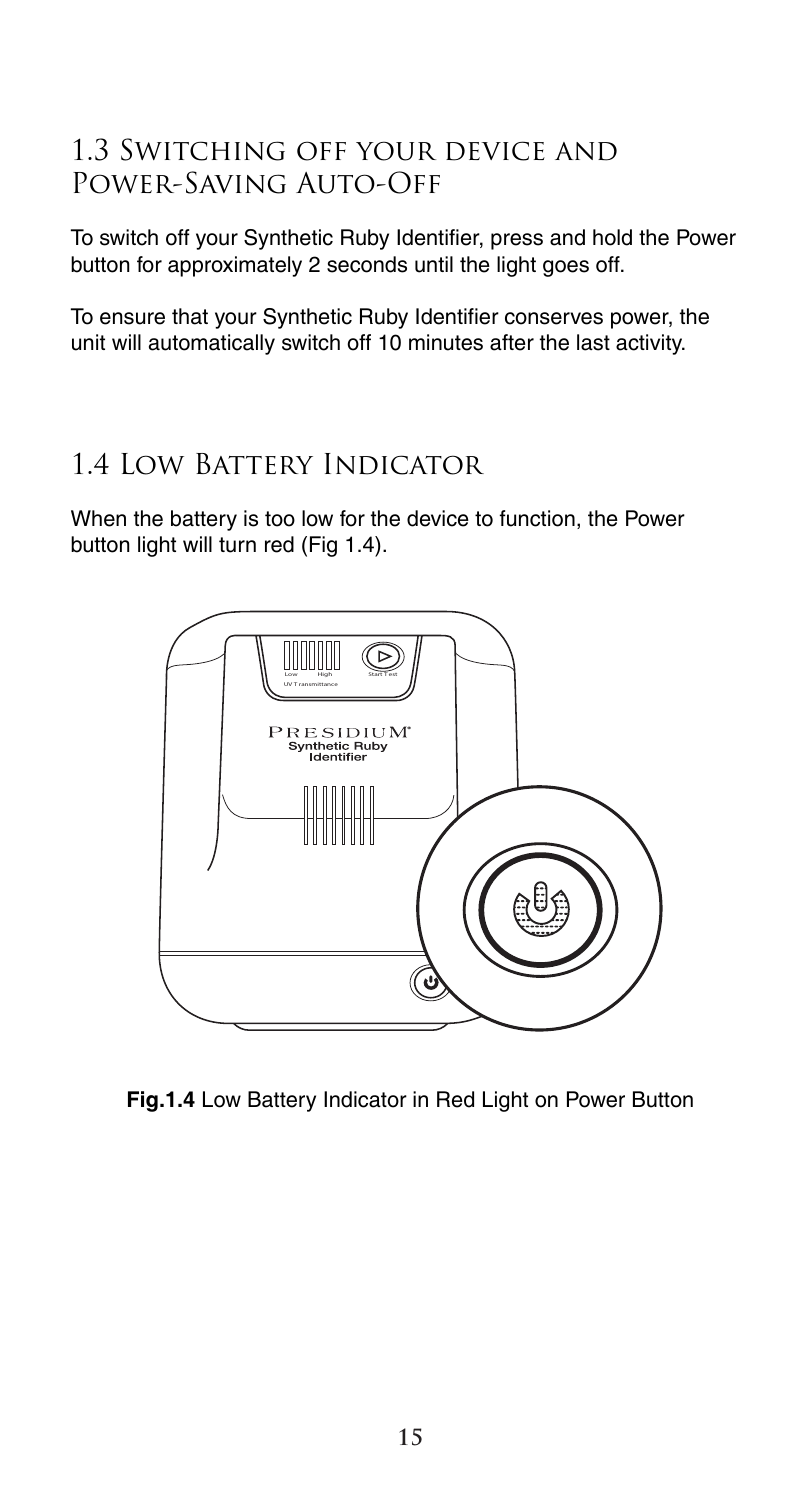## 1.3 Switching off your device and Power-Saving Auto-Off

To switch off your Synthetic Ruby Identifier, press and hold the Power button for approximately 2 seconds until the light goes off.

To ensure that your Synthetic Ruby Identifier conserves power, the unit will automatically switch off 10 minutes after the last activity.

## 1.4 Low Battery Indicator

When the battery is too low for the device to function, the Power button light will turn red (Fig 1.4).

**Fig.1.4** Low Battery Indicator in Red Light on Power Button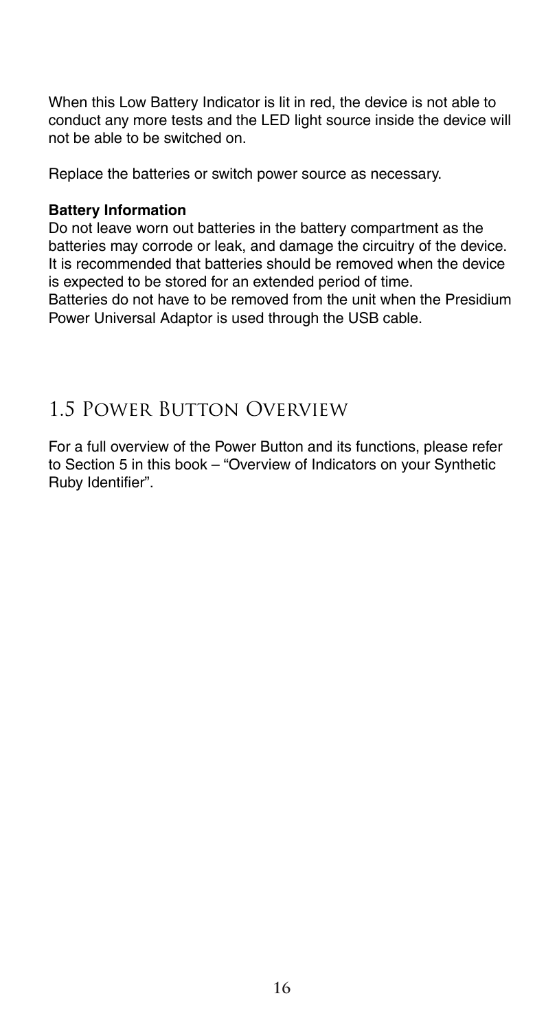When this Low Battery Indicator is lit in red, the device is not able to conduct any more tests and the LED light source inside the device will not be able to be switched on.

Replace the batteries or switch power source as necessary.

**Battery Information**

Do not leave worn out batteries in the battery compartment as the batteries may corrode or leak, and damage the circuitry of the device. It is recommended that batteries should be removed when the device is expected to be stored for an extended period of time.
Batteries do not have to be removed from the unit when the Presidium Power Universal Adaptor is used through the USB cable.

## 1.5 Power Button Overview

For a full overview of the Power Button and its functions, please refer to Section 5 in this book – "Overview of Indicators on your Synthetic Ruby Identifier".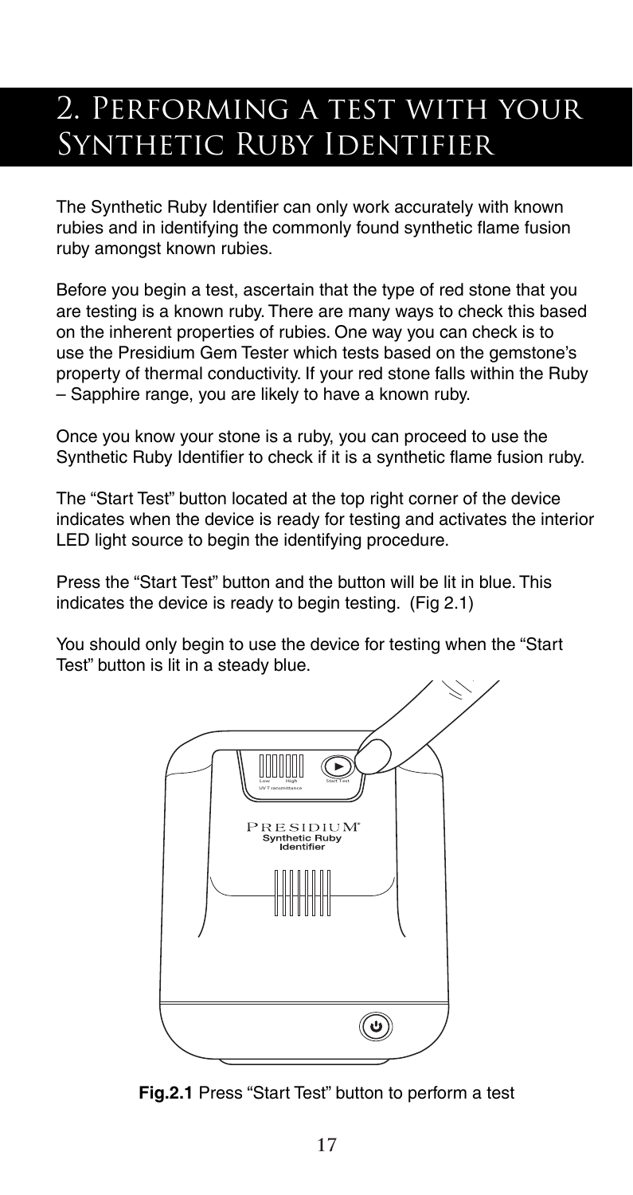# 2. Performing a test with your Synthetic Ruby Identifier

The Synthetic Ruby Identifier can only work accurately with known rubies and in identifying the commonly found synthetic flame fusion ruby amongst known rubies.

Before you begin a test, ascertain that the type of red stone that you are testing is a known ruby. There are many ways to check this based on the inherent properties of rubies. One way you can check is to use the Presidium Gem Tester which tests based on the gemstone's property of thermal conductivity. If your red stone falls within the Ruby – Sapphire range, you are likely to have a known ruby.

Once you know your stone is a ruby, you can proceed to use the Synthetic Ruby Identifier to check if it is a synthetic flame fusion ruby.

The "Start Test" button located at the top right corner of the device indicates when the device is ready for testing and activates the interior LED light source to begin the identifying procedure.

Press the "Start Test" button and the button will be lit in blue. This indicates the device is ready to begin testing. (Fig 2.1)

You should only begin to use the device for testing when the "Start Test" button is lit in a steady blue.

**Fig.2.1** Press "Start Test" button to perform a test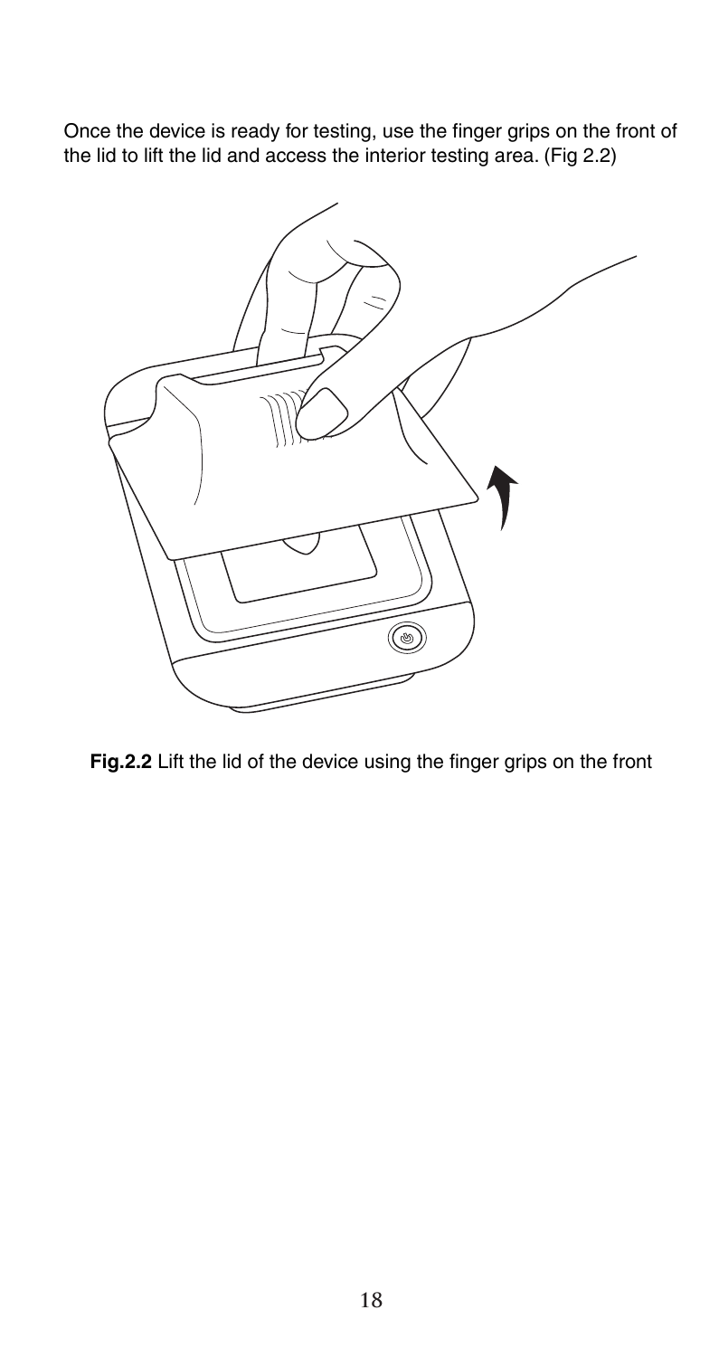Once the device is ready for testing, use the finger grips on the front of the lid to lift the lid and access the interior testing area. (Fig 2.2)

**Fig.2.2** Lift the lid of the device using the finger grips on the front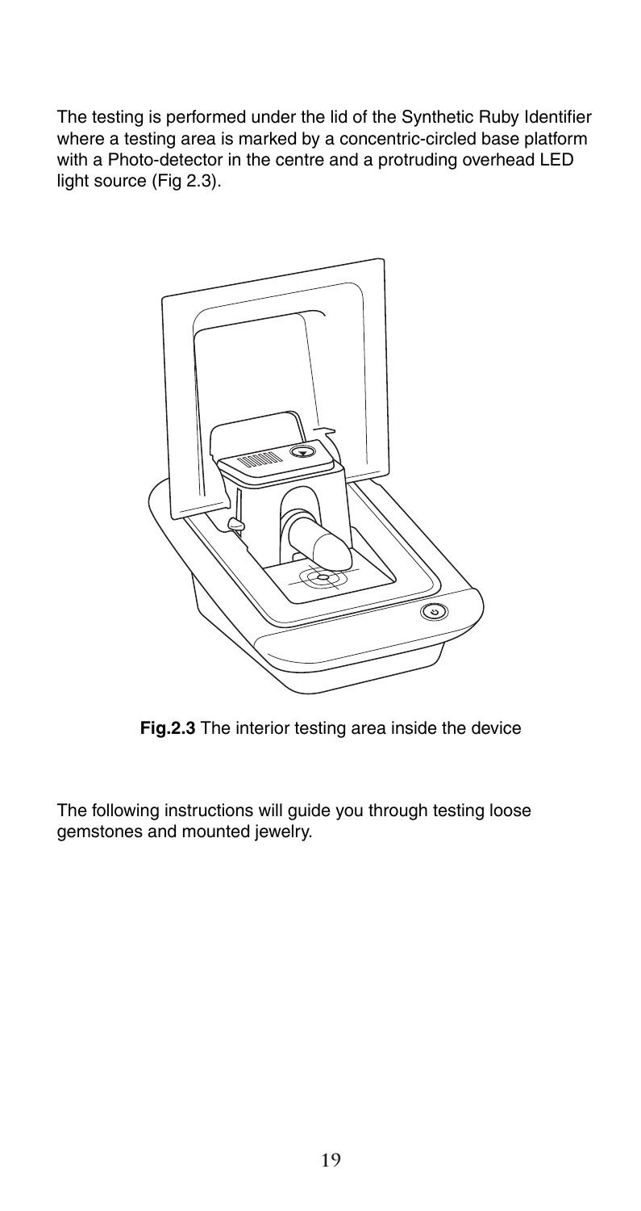The testing is performed under the lid of the Synthetic Ruby Identifier where a testing area is marked by a concentric-circled base platform with a Photo-detector in the centre and a protruding overhead LED light source (Fig 2.3).

**Fig.2.3** The interior testing area inside the device

The following instructions will guide you through testing loose gemstones and mounted jewelry.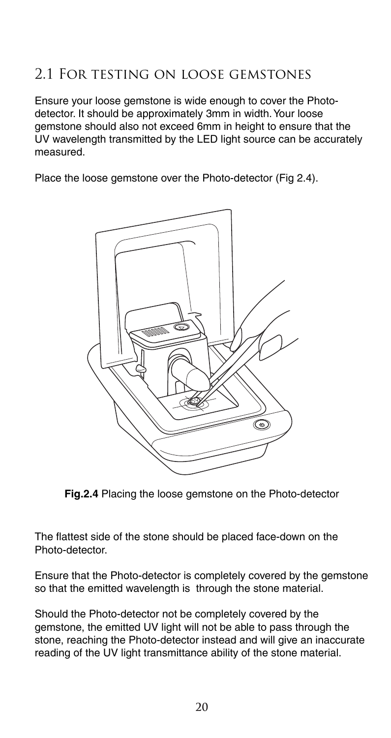## 2.1 For testing on loose gemstones

Ensure your loose gemstone is wide enough to cover the Photo-detector. It should be approximately 3mm in width. Your loose gemstone should also not exceed 6mm in height to ensure that the UV wavelength transmitted by the LED light source can be accurately measured.

Place the loose gemstone over the Photo-detector (Fig 2.4).

**Fig.2.4** Placing the loose gemstone on the Photo-detector

The flattest side of the stone should be placed face-down on the Photo-detector.

Ensure that the Photo-detector is completely covered by the gemstone so that the emitted wavelength is through the stone material.

Should the Photo-detector not be completely covered by the gemstone, the emitted UV light will not be able to pass through the stone, reaching the Photo-detector instead and will give an inaccurate reading of the UV light transmittance ability of the stone material.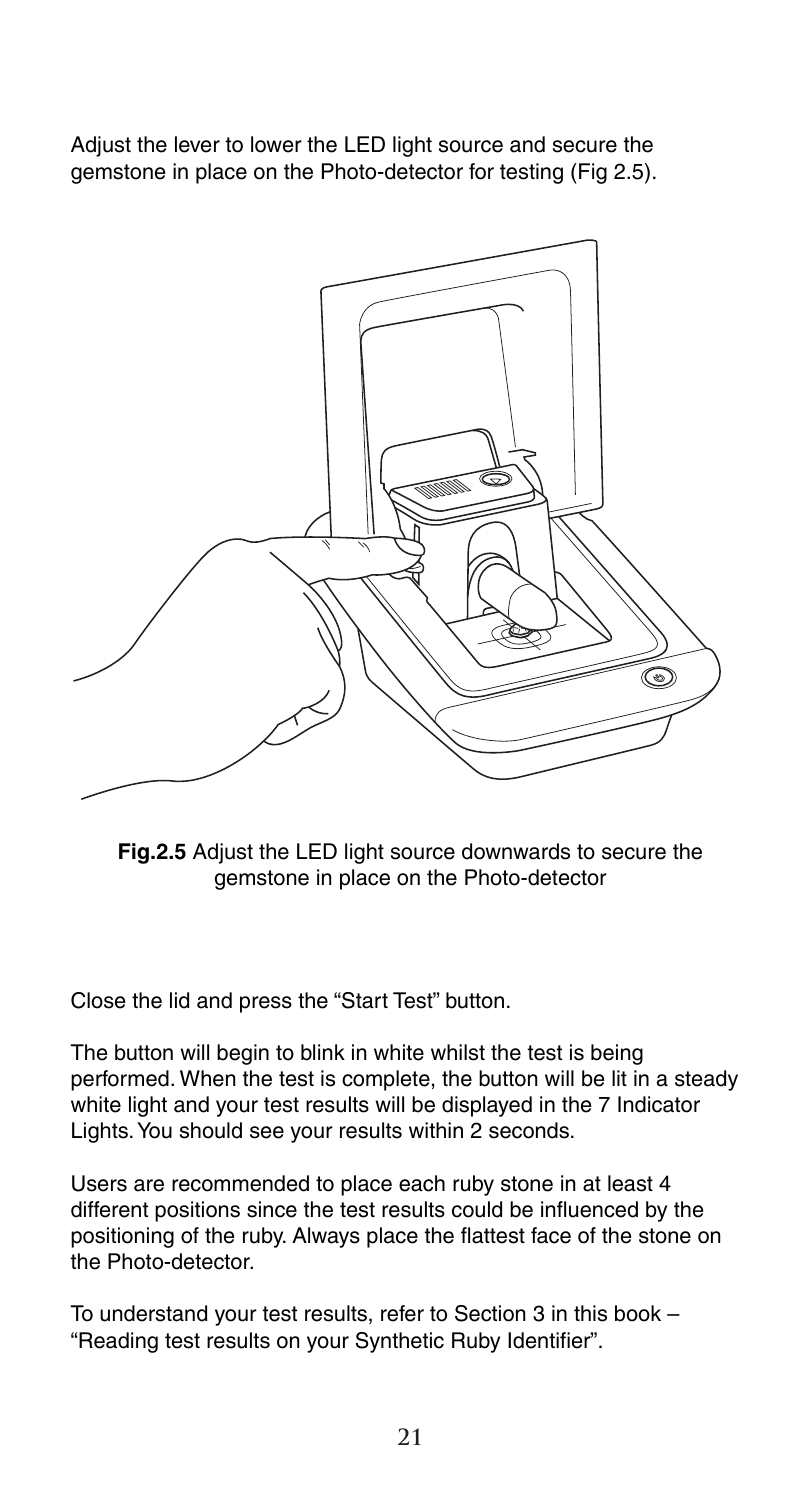Adjust the lever to lower the LED light source and secure the gemstone in place on the Photo-detector for testing (Fig 2.5).

**Fig.2.5** Adjust the LED light source downwards to secure the gemstone in place on the Photo-detector

Close the lid and press the "Start Test" button.

The button will begin to blink in white whilst the test is being performed. When the test is complete, the button will be lit in a steady white light and your test results will be displayed in the 7 Indicator Lights. You should see your results within 2 seconds.

Users are recommended to place each ruby stone in at least 4 different positions since the test results could be influenced by the positioning of the ruby. Always place the flattest face of the stone on the Photo-detector.

To understand your test results, refer to Section 3 in this book – "Reading test results on your Synthetic Ruby Identifier".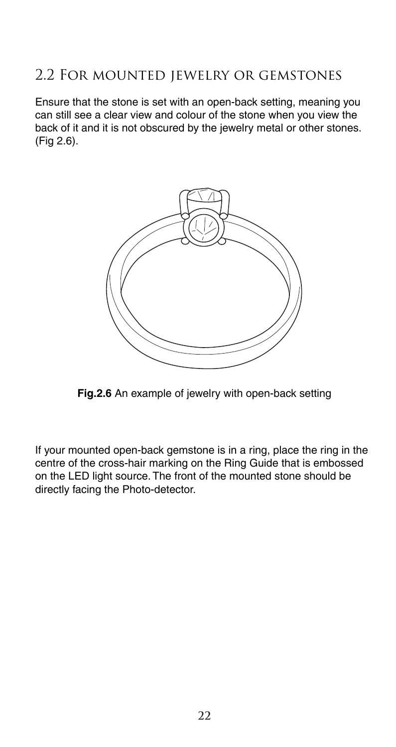## 2.2 For mounted jewelry or gemstones

Ensure that the stone is set with an open-back setting, meaning you can still see a clear view and colour of the stone when you view the back of it and it is not obscured by the jewelry metal or other stones. (Fig 2.6).

**Fig.2.6** An example of jewelry with open-back setting

If your mounted open-back gemstone is in a ring, place the ring in the centre of the cross-hair marking on the Ring Guide that is embossed on the LED light source. The front of the mounted stone should be directly facing the Photo-detector.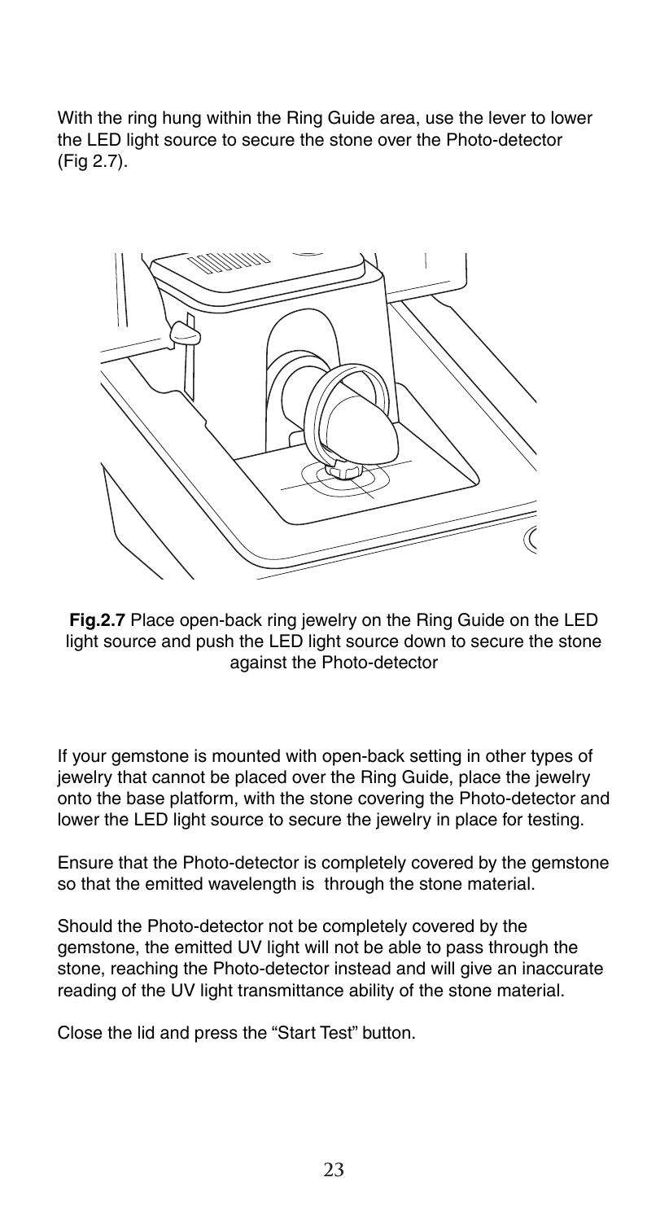With the ring hung within the Ring Guide area, use the lever to lower the LED light source to secure the stone over the Photo-detector (Fig 2.7).

**Fig.2.7** Place open-back ring jewelry on the Ring Guide on the LED light source and push the LED light source down to secure the stone against the Photo-detector

If your gemstone is mounted with open-back setting in other types of jewelry that cannot be placed over the Ring Guide, place the jewelry onto the base platform, with the stone covering the Photo-detector and lower the LED light source to secure the jewelry in place for testing.

Ensure that the Photo-detector is completely covered by the gemstone so that the emitted wavelength is through the stone material.

Should the Photo-detector not be completely covered by the gemstone, the emitted UV light will not be able to pass through the stone, reaching the Photo-detector instead and will give an inaccurate reading of the UV light transmittance ability of the stone material.

Close the lid and press the "Start Test" button.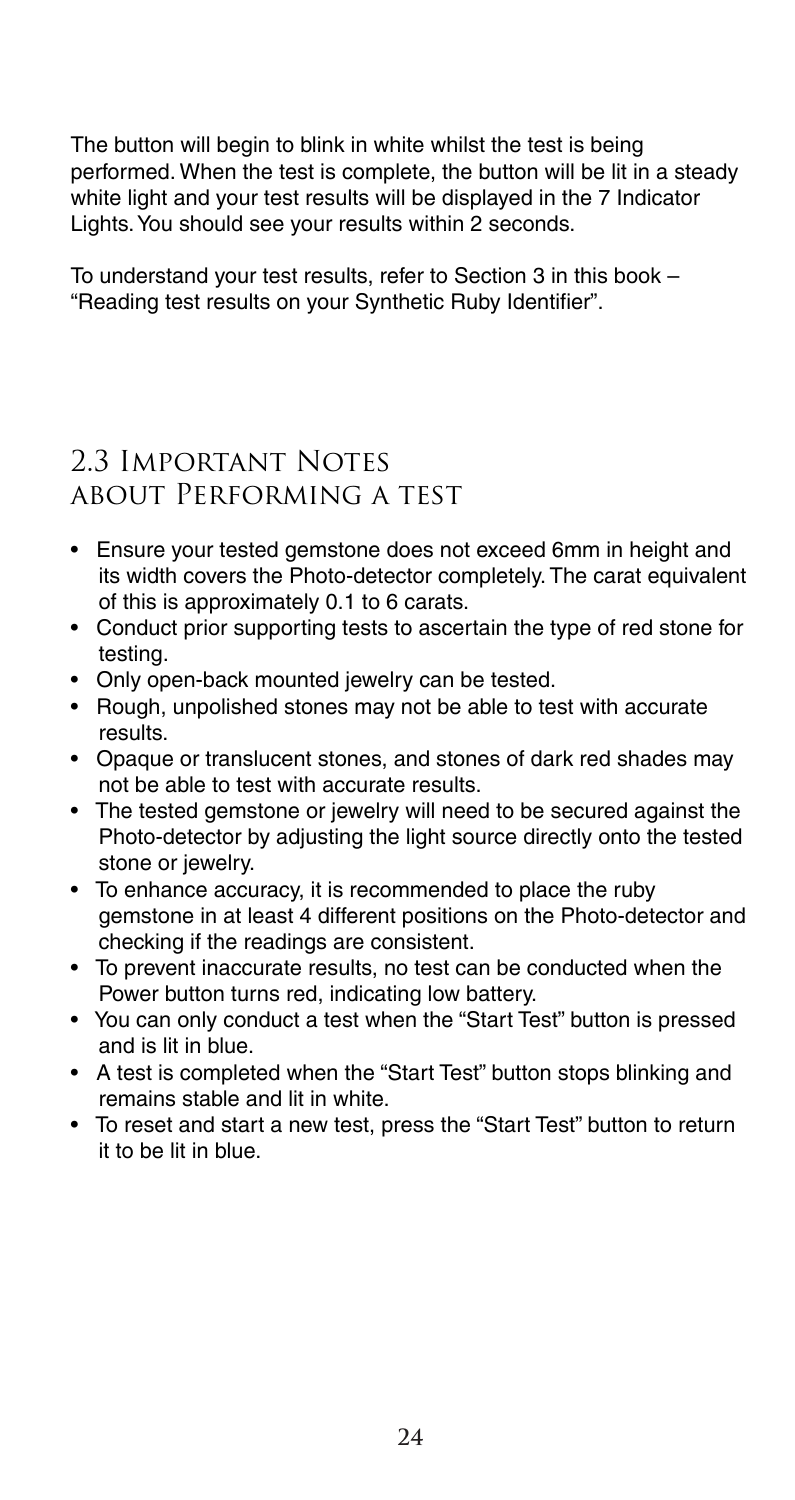The button will begin to blink in white whilst the test is being performed. When the test is complete, the button will be lit in a steady white light and your test results will be displayed in the 7 Indicator Lights. You should see your results within 2 seconds.

To understand your test results, refer to Section 3 in this book – "Reading test results on your Synthetic Ruby Identifier".

## 2.3 Important Notes about Performing a test

- Ensure your tested gemstone does not exceed 6mm in height and its width covers the Photo-detector completely. The carat equivalent of this is approximately 0.1 to 6 carats.
- Conduct prior supporting tests to ascertain the type of red stone for testing.
- Only open-back mounted jewelry can be tested.
- Rough, unpolished stones may not be able to test with accurate results.
- Opaque or translucent stones, and stones of dark red shades may not be able to test with accurate results.
- The tested gemstone or jewelry will need to be secured against the Photo-detector by adjusting the light source directly onto the tested stone or jewelry.
- To enhance accuracy, it is recommended to place the ruby gemstone in at least 4 different positions on the Photo-detector and checking if the readings are consistent.
- To prevent inaccurate results, no test can be conducted when the Power button turns red, indicating low battery.
- You can only conduct a test when the "Start Test" button is pressed and is lit in blue.
- A test is completed when the "Start Test" button stops blinking and remains stable and lit in white.
- To reset and start a new test, press the "Start Test" button to return it to be lit in blue.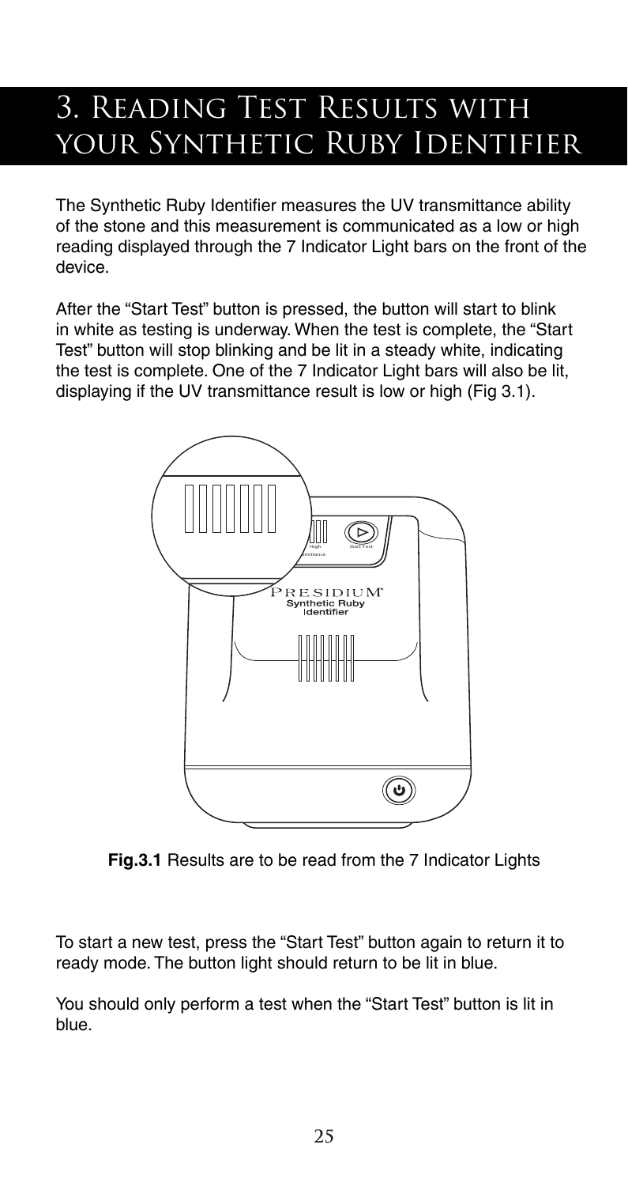# 3. Reading Test Results with your Synthetic Ruby Identifier

The Synthetic Ruby Identifier measures the UV transmittance ability of the stone and this measurement is communicated as a low or high reading displayed through the 7 Indicator Light bars on the front of the device.

After the "Start Test" button is pressed, the button will start to blink in white as testing is underway. When the test is complete, the "Start Test" button will stop blinking and be lit in a steady white, indicating the test is complete. One of the 7 Indicator Light bars will also be lit, displaying if the UV transmittance result is low or high (Fig 3.1).

**Fig.3.1** Results are to be read from the 7 Indicator Lights

To start a new test, press the "Start Test" button again to return it to ready mode. The button light should return to be lit in blue.

You should only perform a test when the "Start Test" button is lit in blue.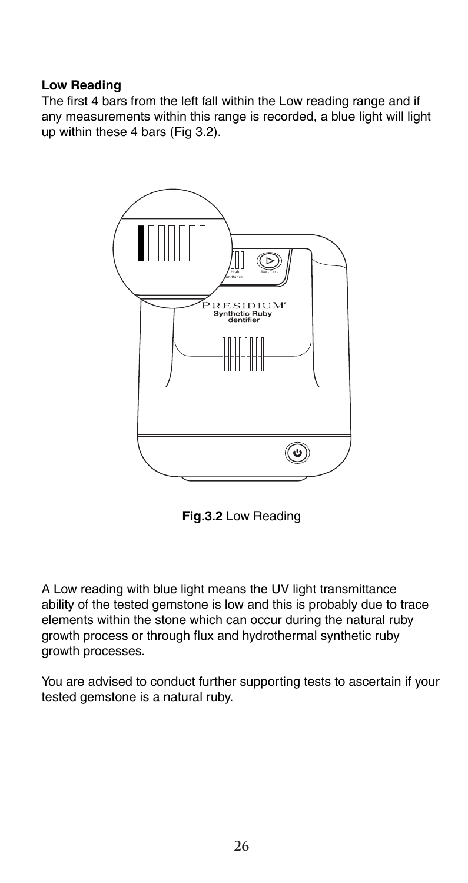**Low Reading**

The first 4 bars from the left fall within the Low reading range and if any measurements within this range is recorded, a blue light will light up within these 4 bars (Fig 3.2).

**Fig.3.2** Low Reading

A Low reading with blue light means the UV light transmittance ability of the tested gemstone is low and this is probably due to trace elements within the stone which can occur during the natural ruby growth process or through flux and hydrothermal synthetic ruby growth processes.

You are advised to conduct further supporting tests to ascertain if your tested gemstone is a natural ruby.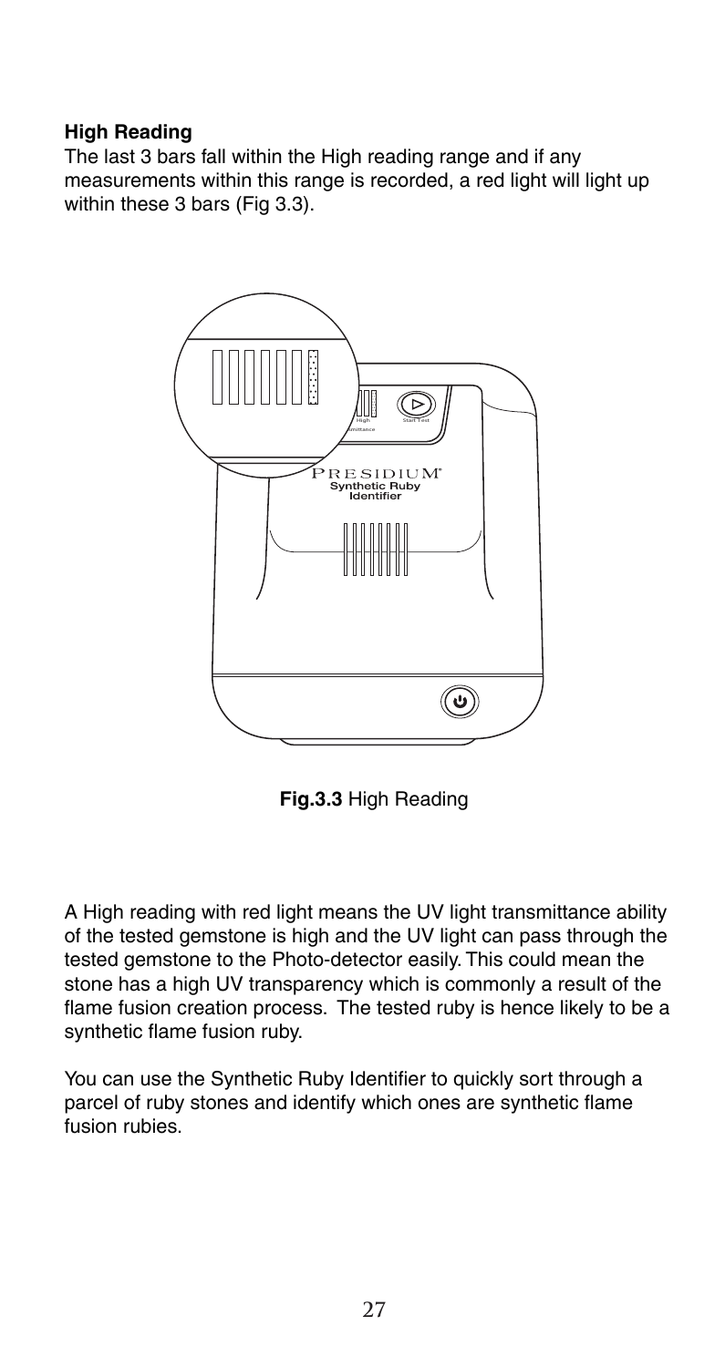**High Reading**

The last 3 bars fall within the High reading range and if any measurements within this range is recorded, a red light will light up within these 3 bars (Fig 3.3).

**Fig.3.3** High Reading

A High reading with red light means the UV light transmittance ability of the tested gemstone is high and the UV light can pass through the tested gemstone to the Photo-detector easily. This could mean the stone has a high UV transparency which is commonly a result of the flame fusion creation process. The tested ruby is hence likely to be a synthetic flame fusion ruby.

You can use the Synthetic Ruby Identifier to quickly sort through a parcel of ruby stones and identify which ones are synthetic flame fusion rubies.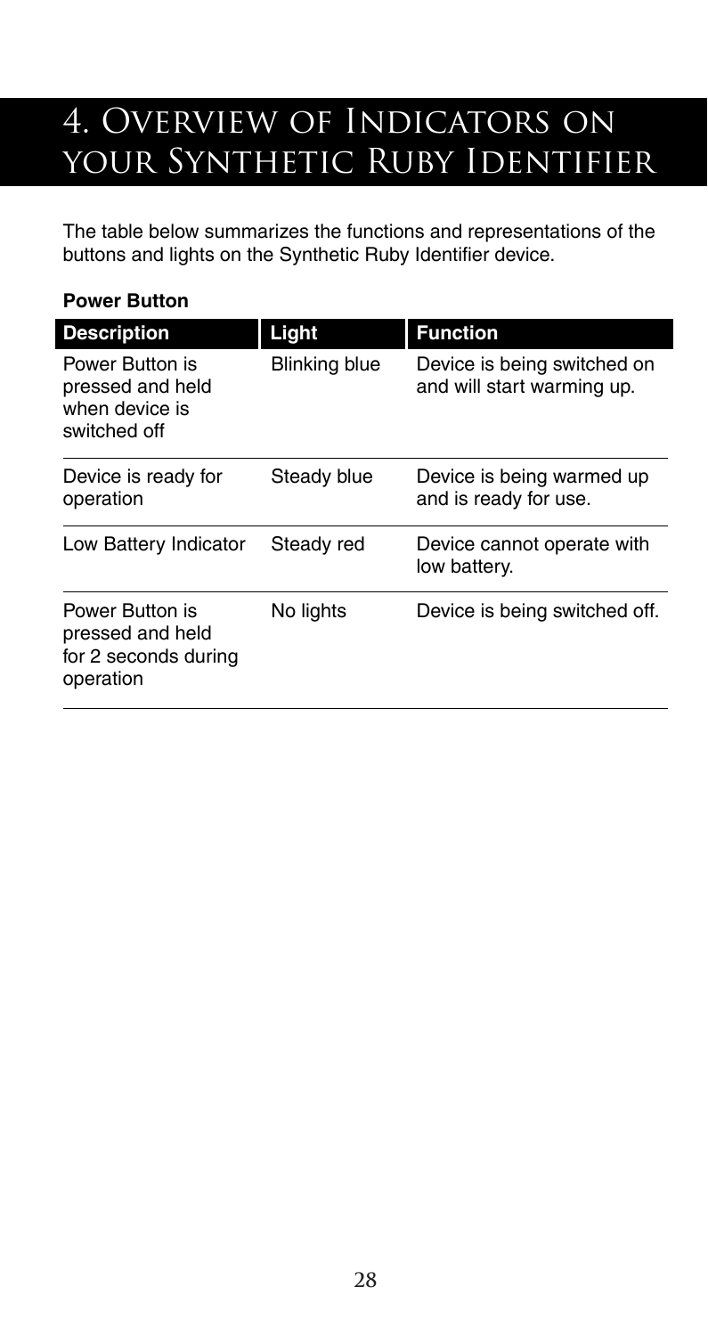# 4. Overview of Indicators on your Synthetic Ruby Identifier

The table below summarizes the functions and representations of the buttons and lights on the Synthetic Ruby Identifier device.

**Power Button**

| Description | Light | Function |
|---|---|---|
| Power Button is pressed and held when device is switched off | Blinking blue | Device is being switched on and will start warming up. |
| Device is ready for operation | Steady blue | Device is being warmed up and is ready for use. |
| Low Battery Indicator | Steady red | Device cannot operate with low battery. |
| Power Button is pressed and held for 2 seconds during operation | No lights | Device is being switched off. |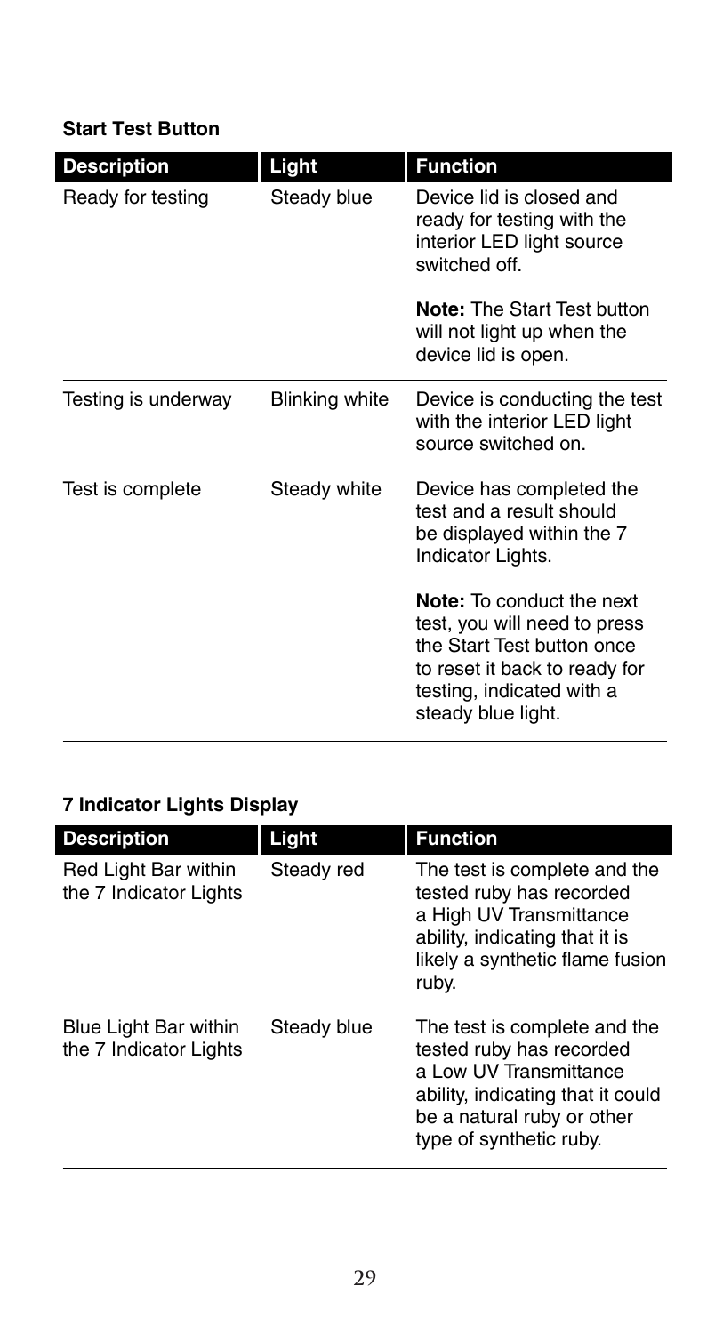**Start Test Button**

| Description | Light | Function |
| --- | --- | --- |
| Ready for testing | Steady blue | Device lid is closed and ready for testing with the interior LED light source switched off.<br><br>**Note:** The Start Test button will not light up when the device lid is open. |
| Testing is underway | Blinking white | Device is conducting the test with the interior LED light source switched on. |
| Test is complete | Steady white | Device has completed the test and a result should be displayed within the 7 Indicator Lights.<br><br>**Note:** To conduct the next test, you will need to press the Start Test button once to reset it back to ready for testing, indicated with a steady blue light. |

**7 Indicator Lights Display**

| Description | Light | Function |
| --- | --- | --- |
| Red Light Bar within the 7 Indicator Lights | Steady red | The test is complete and the tested ruby has recorded a High UV Transmittance ability, indicating that it is likely a synthetic flame fusion ruby. |
| Blue Light Bar within the 7 Indicator Lights | Steady blue | The test is complete and the tested ruby has recorded a Low UV Transmittance ability, indicating that it could be a natural ruby or other type of synthetic ruby. |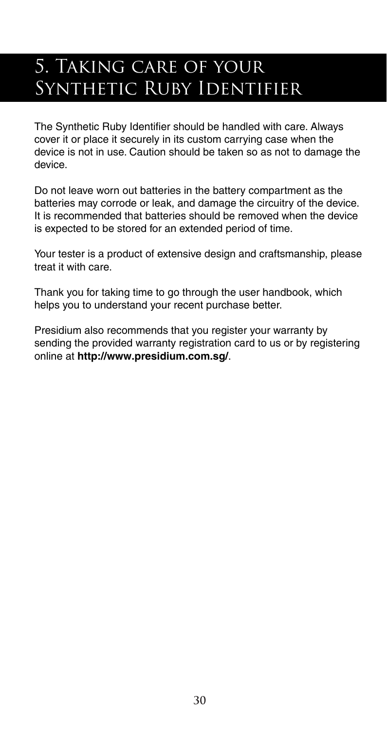# 5. Taking care of your Synthetic Ruby Identifier

The Synthetic Ruby Identifier should be handled with care. Always cover it or place it securely in its custom carrying case when the device is not in use. Caution should be taken so as not to damage the device.

Do not leave worn out batteries in the battery compartment as the batteries may corrode or leak, and damage the circuitry of the device. It is recommended that batteries should be removed when the device is expected to be stored for an extended period of time.

Your tester is a product of extensive design and craftsmanship, please treat it with care.

Thank you for taking time to go through the user handbook, which helps you to understand your recent purchase better.

Presidium also recommends that you register your warranty by sending the provided warranty registration card to us or by registering online at **http://www.presidium.com.sg/**.